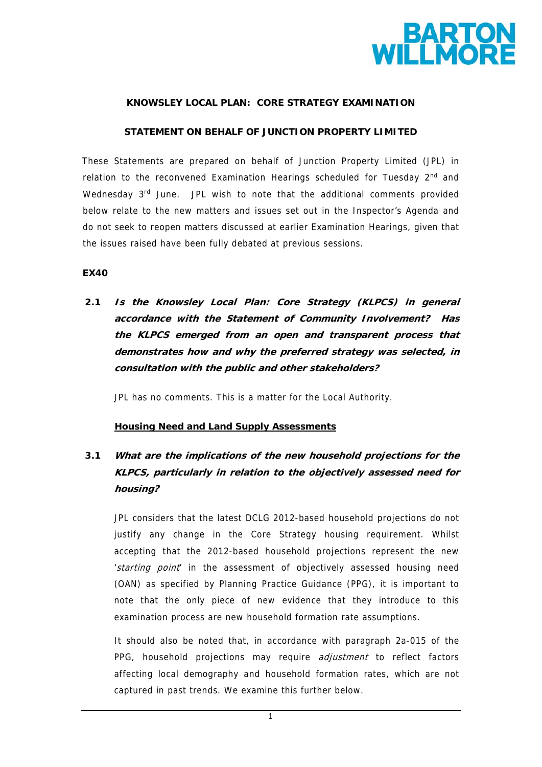**KNOWSLEY LOCAL PLAN: CORE STRATEGY EXAMINATION**

**STATEMENT ON BEHALF OF JUNCTION PROPERTY LIMITED**

These Statements are prepared on behalf of Junction Property Limited (JPL) in relation to the reconvened Examination Hearings scheduled for Tuesday 2nd and Wednesday 3rd June. JPL wish to note that the additional comments provided below relate to the new matters and issues set out in the Inspector's Agenda and do not seek to reopen matters discussed at earlier Examination Hearings, given that the issues raised have been fully debated at previous sessions.

**EX40**

**2.1** ***Is the Knowsley Local Plan: Core Strategy (KLPCS) in general accordance with the Statement of Community Involvement? Has the KLPCS emerged from an open and transparent process that demonstrates how and why the preferred strategy was selected, in consultation with the public and other stakeholders?***

JPL has no comments. This is a matter for the Local Authority.

**Housing Need and Land Supply Assessments**

**3.1** ***What are the implications of the new household projections for the KLPCS, particularly in relation to the objectively assessed need for housing?***

JPL considers that the latest DCLG 2012-based household projections do not justify any change in the Core Strategy housing requirement. Whilst accepting that the 2012-based household projections represent the new '*starting point*' in the assessment of objectively assessed housing need (OAN) as specified by Planning Practice Guidance (PPG), it is important to note that the only piece of new evidence that they introduce to this examination process are new household formation rate assumptions.

It should also be noted that, in accordance with paragraph 2a-015 of the PPG, household projections may require *adjustment* to reflect factors affecting local demography and household formation rates, which are not captured in past trends. We examine this further below.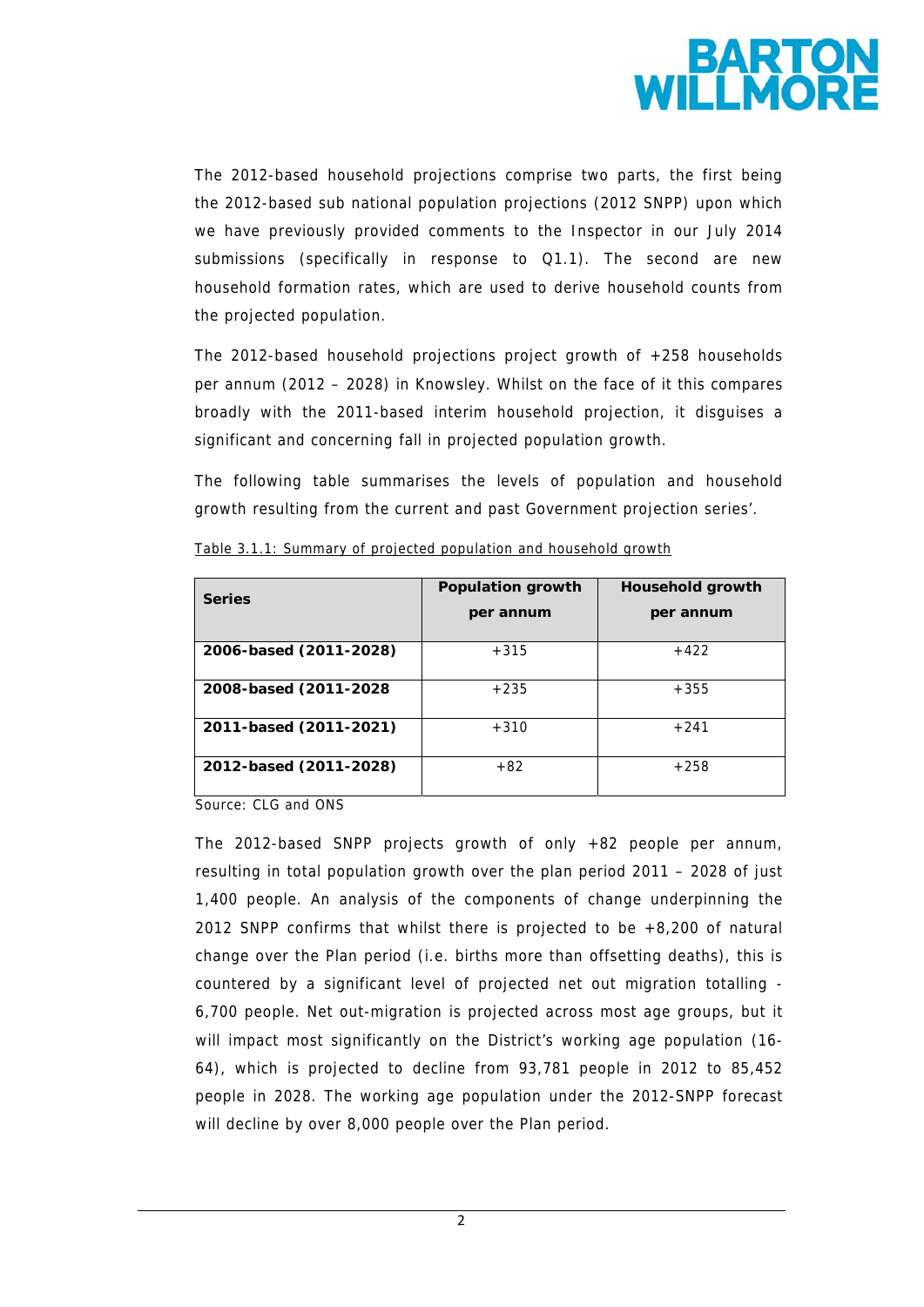The 2012-based household projections comprise two parts, the first being the 2012-based sub national population projections (2012 SNPP) upon which we have previously provided comments to the Inspector in our July 2014 submissions (specifically in response to Q1.1). The second are new household formation rates, which are used to derive household counts from the projected population.

The 2012-based household projections project growth of +258 households per annum (2012 – 2028) in Knowsley. Whilst on the face of it this compares broadly with the 2011-based interim household projection, it disguises a significant and concerning fall in projected population growth.

The following table summarises the levels of population and household growth resulting from the current and past Government projection series'.

Table 3.1.1: Summary of projected population and household growth

| Series | Population growth per annum | Household growth per annum |
|---|---|---|
| **2006-based (2011-2028)** | +315 | +422 |
| **2008-based (2011-2028** | +235 | +355 |
| **2011-based (2011-2021)** | +310 | +241 |
| **2012-based (2011-2028)** | +82 | +258 |

Source: CLG and ONS

The 2012-based SNPP projects growth of only +82 people per annum, resulting in total population growth over the plan period 2011 – 2028 of just 1,400 people. An analysis of the components of change underpinning the 2012 SNPP confirms that whilst there is projected to be +8,200 of natural change over the Plan period (i.e. births more than offsetting deaths), this is countered by a significant level of projected net out migration totalling -6,700 people. Net out-migration is projected across most age groups, but it will impact most significantly on the District's working age population (16-64), which is projected to decline from 93,781 people in 2012 to 85,452 people in 2028. The working age population under the 2012-SNPP forecast will decline by over 8,000 people over the Plan period.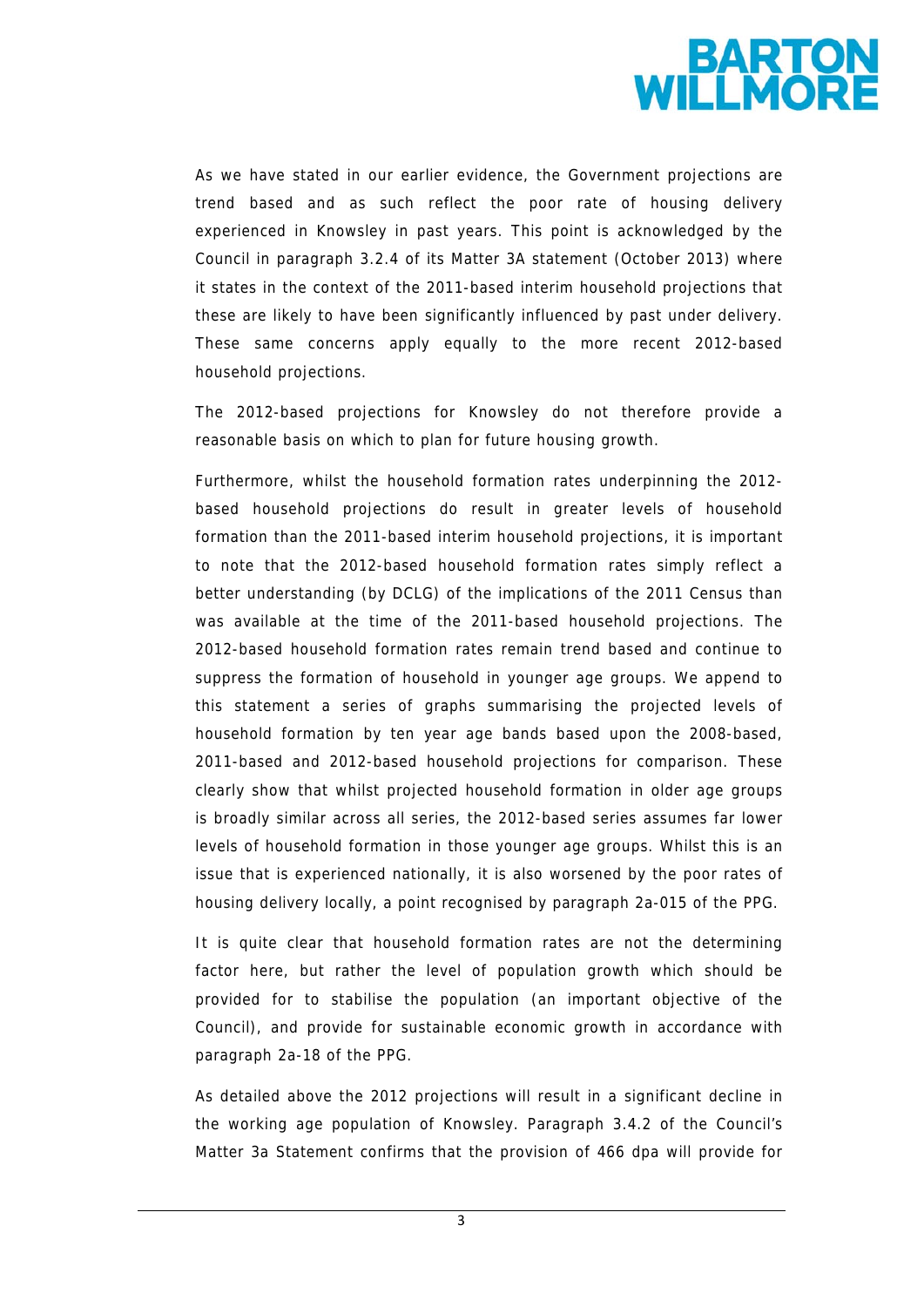As we have stated in our earlier evidence, the Government projections are trend based and as such reflect the poor rate of housing delivery experienced in Knowsley in past years. This point is acknowledged by the Council in paragraph 3.2.4 of its Matter 3A statement (October 2013) where it states in the context of the 2011-based interim household projections that these are likely to have been significantly influenced by past under delivery. These same concerns apply equally to the more recent 2012-based household projections.

The 2012-based projections for Knowsley do not therefore provide a reasonable basis on which to plan for future housing growth.

Furthermore, whilst the household formation rates underpinning the 2012-based household projections do result in greater levels of household formation than the 2011-based interim household projections, it is important to note that the 2012-based household formation rates simply reflect a better understanding (by DCLG) of the implications of the 2011 Census than was available at the time of the 2011-based household projections. The 2012-based household formation rates remain trend based and continue to suppress the formation of household in younger age groups. We append to this statement a series of graphs summarising the projected levels of household formation by ten year age bands based upon the 2008-based, 2011-based and 2012-based household projections for comparison. These clearly show that whilst projected household formation in older age groups is broadly similar across all series, the 2012-based series assumes far lower levels of household formation in those younger age groups. Whilst this is an issue that is experienced nationally, it is also worsened by the poor rates of housing delivery locally, a point recognised by paragraph 2a-015 of the PPG.

It is quite clear that household formation rates are not the determining factor here, but rather the level of population growth which should be provided for to stabilise the population (an important objective of the Council), and provide for sustainable economic growth in accordance with paragraph 2a-18 of the PPG.

As detailed above the 2012 projections will result in a significant decline in the working age population of Knowsley. Paragraph 3.4.2 of the Council's Matter 3a Statement confirms that the provision of 466 dpa will provide for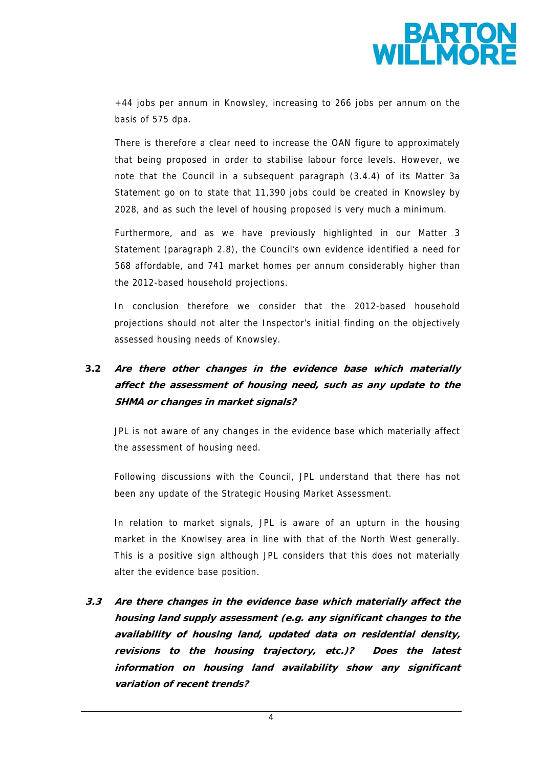+44 jobs per annum in Knowsley, increasing to 266 jobs per annum on the basis of 575 dpa.

There is therefore a clear need to increase the OAN figure to approximately that being proposed in order to stabilise labour force levels. However, we note that the Council in a subsequent paragraph (3.4.4) of its Matter 3a Statement go on to state that 11,390 jobs could be created in Knowsley by 2028, and as such the level of housing proposed is very much a minimum.

Furthermore, and as we have previously highlighted in our Matter 3 Statement (paragraph 2.8), the Council's own evidence identified a need for 568 affordable, and 741 market homes per annum considerably higher than the 2012-based household projections.

In conclusion therefore we consider that the 2012-based household projections should not alter the Inspector's initial finding on the objectively assessed housing needs of Knowsley.

**3.2** ***Are there other changes in the evidence base which materially affect the assessment of housing need, such as any update to the SHMA or changes in market signals?***

JPL is not aware of any changes in the evidence base which materially affect the assessment of housing need.

Following discussions with the Council, JPL understand that there has not been any update of the Strategic Housing Market Assessment.

In relation to market signals, JPL is aware of an upturn in the housing market in the Knowlsey area in line with that of the North West generally. This is a positive sign although JPL considers that this does not materially alter the evidence base position.

***3.3*** ***Are there changes in the evidence base which materially affect the housing land supply assessment (e.g. any significant changes to the availability of housing land, updated data on residential density, revisions to the housing trajectory, etc.)? Does the latest information on housing land availability show any significant variation of recent trends?***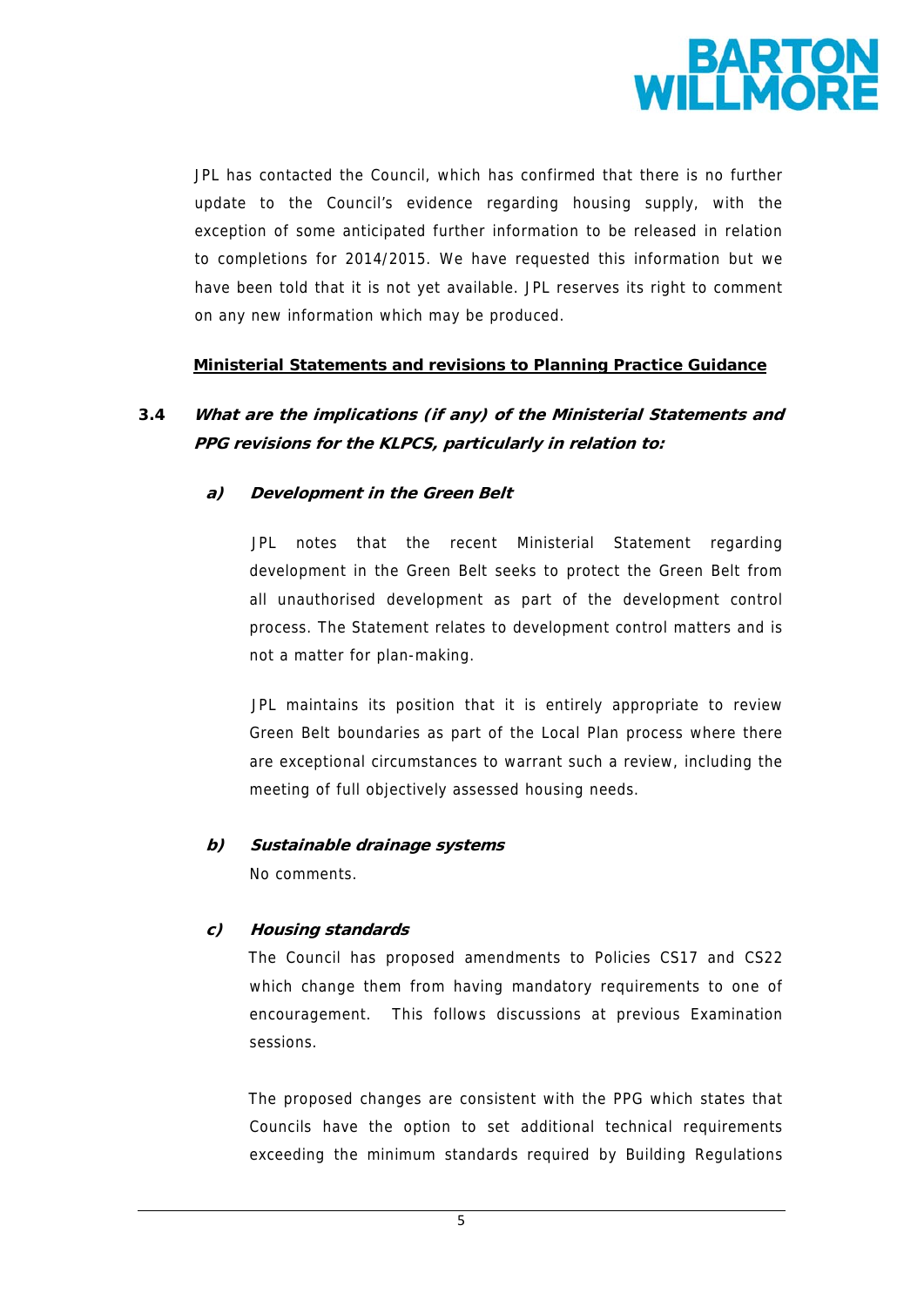JPL has contacted the Council, which has confirmed that there is no further update to the Council's evidence regarding housing supply, with the exception of some anticipated further information to be released in relation to completions for 2014/2015. We have requested this information but we have been told that it is not yet available. JPL reserves its right to comment on any new information which may be produced.

**Ministerial Statements and revisions to Planning Practice Guidance**

**3.4 *What are the implications (if any) of the Ministerial Statements and PPG revisions for the KLPCS, particularly in relation to:***

***a) Development in the Green Belt***

JPL notes that the recent Ministerial Statement regarding development in the Green Belt seeks to protect the Green Belt from all unauthorised development as part of the development control process. The Statement relates to development control matters and is not a matter for plan-making.

JPL maintains its position that it is entirely appropriate to review Green Belt boundaries as part of the Local Plan process where there are exceptional circumstances to warrant such a review, including the meeting of full objectively assessed housing needs.

***b) Sustainable drainage systems***

No comments.

***c) Housing standards***

The Council has proposed amendments to Policies CS17 and CS22 which change them from having mandatory requirements to one of encouragement. This follows discussions at previous Examination sessions.

The proposed changes are consistent with the PPG which states that Councils have the option to set additional technical requirements exceeding the minimum standards required by Building Regulations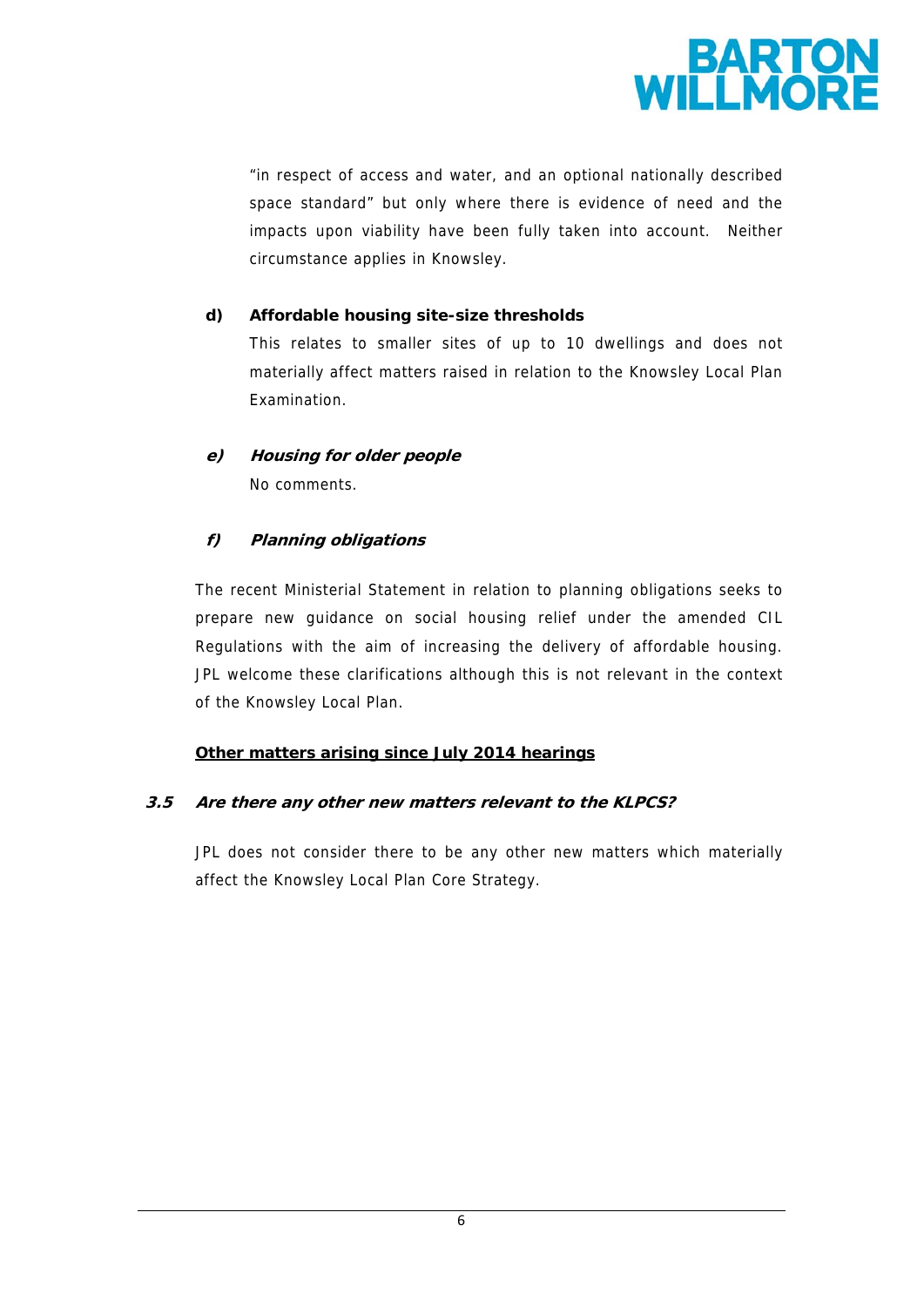"in respect of access and water, and an optional nationally described space standard" but only where there is evidence of need and the impacts upon viability have been fully taken into account. Neither circumstance applies in Knowsley.

**d) Affordable housing site-size thresholds**

This relates to smaller sites of up to 10 dwellings and does not materially affect matters raised in relation to the Knowsley Local Plan Examination.

***e) Housing for older people***

No comments.

***f) Planning obligations***

The recent Ministerial Statement in relation to planning obligations seeks to prepare new guidance on social housing relief under the amended CIL Regulations with the aim of increasing the delivery of affordable housing. JPL welcome these clarifications although this is not relevant in the context of the Knowsley Local Plan.

**<u>Other matters arising since July 2014 hearings</u>**

***3.5 Are there any other new matters relevant to the KLPCS?***

JPL does not consider there to be any other new matters which materially affect the Knowsley Local Plan Core Strategy.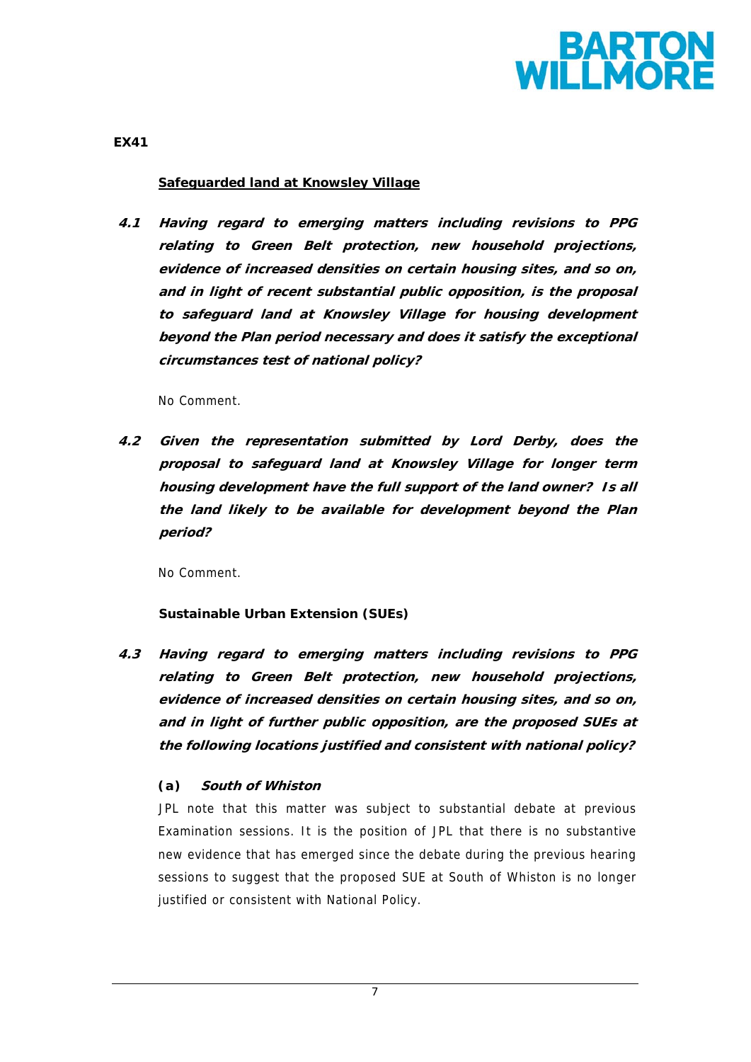**EX41**

**Safeguarded land at Knowsley Village**

***4.1 Having regard to emerging matters including revisions to PPG relating to Green Belt protection, new household projections, evidence of increased densities on certain housing sites, and so on, and in light of recent substantial public opposition, is the proposal to safeguard land at Knowsley Village for housing development beyond the Plan period necessary and does it satisfy the exceptional circumstances test of national policy?***

No Comment.

***4.2 Given the representation submitted by Lord Derby, does the proposal to safeguard land at Knowsley Village for longer term housing development have the full support of the land owner? Is all the land likely to be available for development beyond the Plan period?***

No Comment.

**Sustainable Urban Extension (SUEs)**

***4.3 Having regard to emerging matters including revisions to PPG relating to Green Belt protection, new household projections, evidence of increased densities on certain housing sites, and so on, and in light of further public opposition, are the proposed SUEs at the following locations justified and consistent with national policy?***

**(a)** ***South of Whiston***

JPL note that this matter was subject to substantial debate at previous Examination sessions. It is the position of JPL that there is no substantive new evidence that has emerged since the debate during the previous hearing sessions to suggest that the proposed SUE at South of Whiston is no longer justified or consistent with National Policy.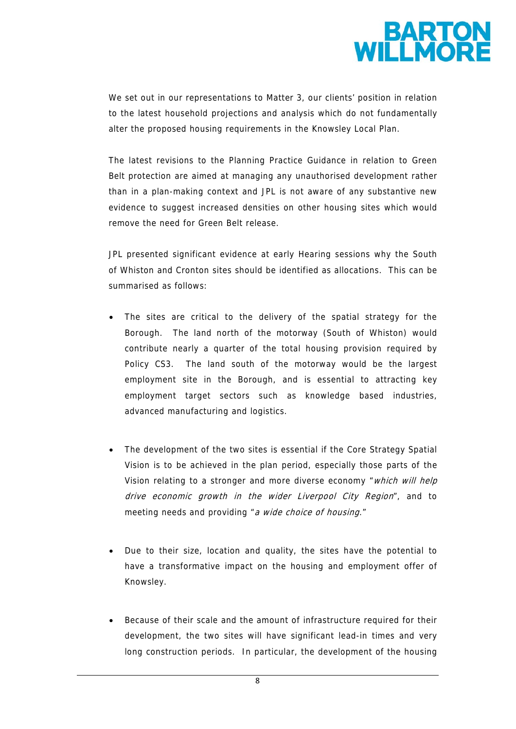We set out in our representations to Matter 3, our clients' position in relation to the latest household projections and analysis which do not fundamentally alter the proposed housing requirements in the Knowsley Local Plan.

The latest revisions to the Planning Practice Guidance in relation to Green Belt protection are aimed at managing any unauthorised development rather than in a plan-making context and JPL is not aware of any substantive new evidence to suggest increased densities on other housing sites which would remove the need for Green Belt release.

JPL presented significant evidence at early Hearing sessions why the South of Whiston and Cronton sites should be identified as allocations. This can be summarised as follows:

- The sites are critical to the delivery of the spatial strategy for the Borough. The land north of the motorway (South of Whiston) would contribute nearly a quarter of the total housing provision required by Policy CS3. The land south of the motorway would be the largest employment site in the Borough, and is essential to attracting key employment target sectors such as knowledge based industries, advanced manufacturing and logistics.

- The development of the two sites is essential if the Core Strategy Spatial Vision is to be achieved in the plan period, especially those parts of the Vision relating to a stronger and more diverse economy "*which will help drive economic growth in the wider Liverpool City Region*", and to meeting needs and providing "*a wide choice of housing*."

- Due to their size, location and quality, the sites have the potential to have a transformative impact on the housing and employment offer of Knowsley.

- Because of their scale and the amount of infrastructure required for their development, the two sites will have significant lead-in times and very long construction periods. In particular, the development of the housing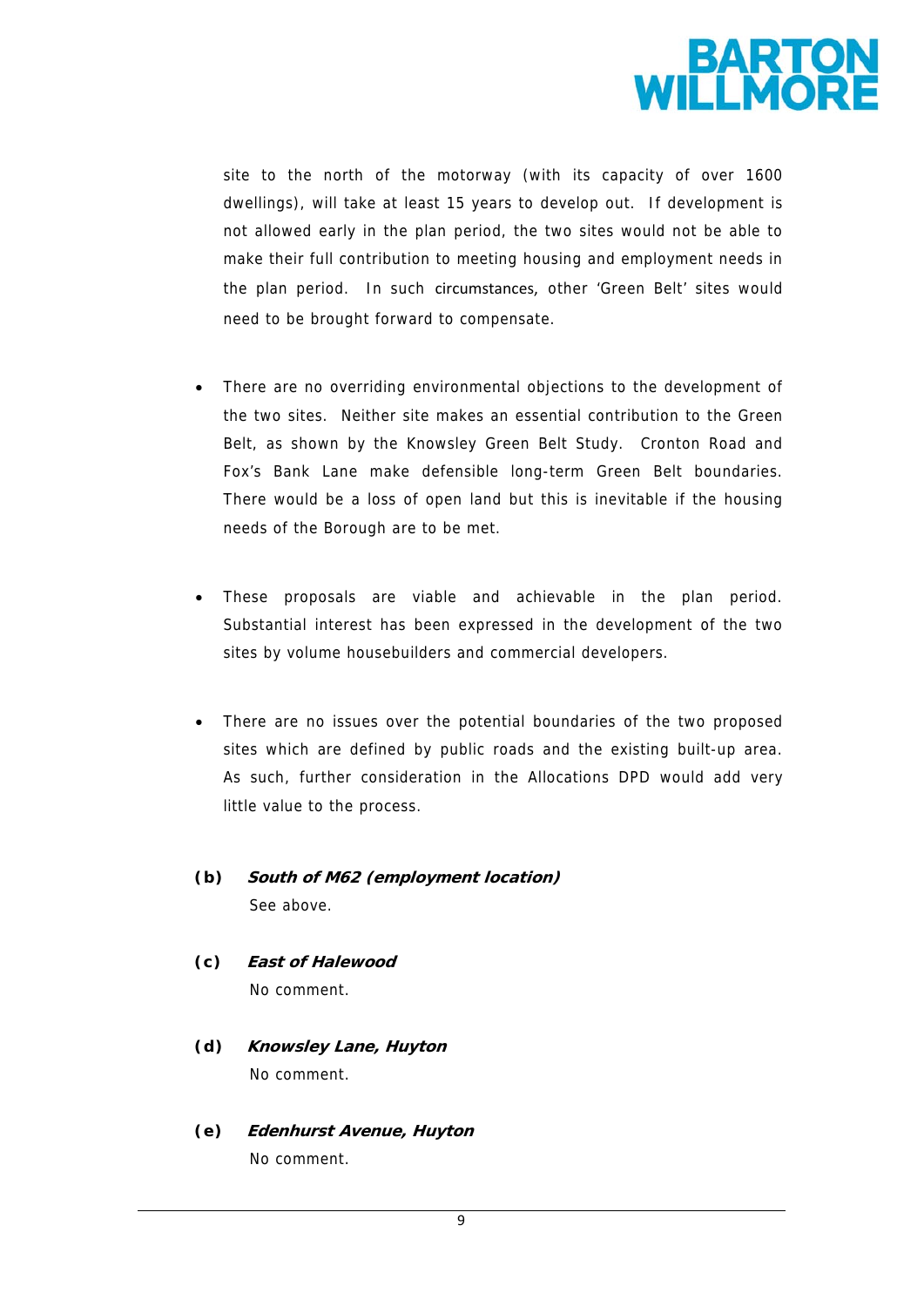site to the north of the motorway (with its capacity of over 1600 dwellings), will take at least 15 years to develop out. If development is not allowed early in the plan period, the two sites would not be able to make their full contribution to meeting housing and employment needs in the plan period. In such circumstances, other 'Green Belt' sites would need to be brought forward to compensate.

- There are no overriding environmental objections to the development of the two sites. Neither site makes an essential contribution to the Green Belt, as shown by the Knowsley Green Belt Study. Cronton Road and Fox's Bank Lane make defensible long-term Green Belt boundaries. There would be a loss of open land but this is inevitable if the housing needs of the Borough are to be met.

- These proposals are viable and achievable in the plan period. Substantial interest has been expressed in the development of the two sites by volume housebuilders and commercial developers.

- There are no issues over the potential boundaries of the two proposed sites which are defined by public roads and the existing built-up area. As such, further consideration in the Allocations DPD would add very little value to the process.

**(b)** ***South of M62 (employment location)***

See above.

**(c)** ***East of Halewood***

No comment.

**(d)** ***Knowsley Lane, Huyton***

No comment.

**(e)** ***Edenhurst Avenue, Huyton***

No comment.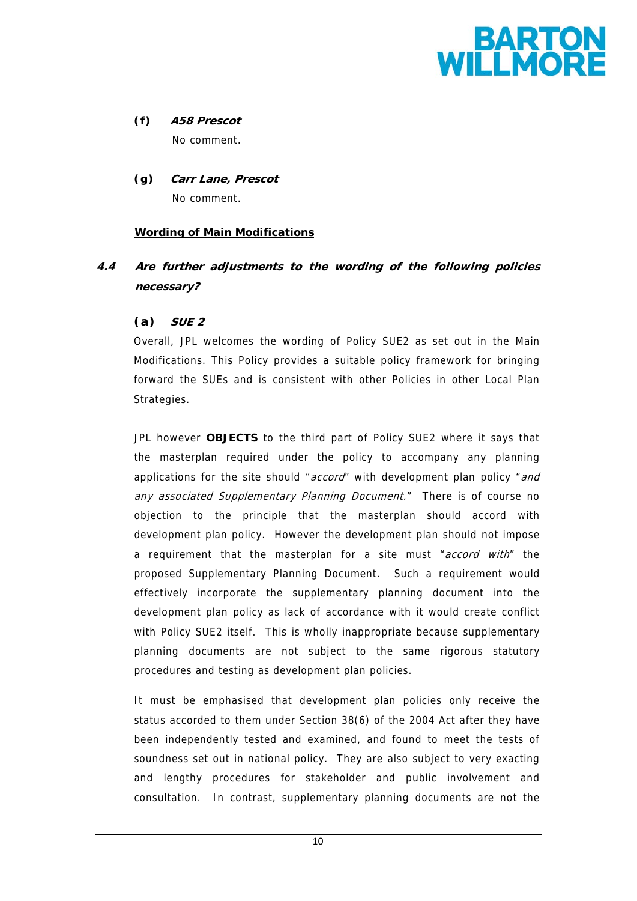**(f)** ***A58 Prescot***

No comment.

**(g)** ***Carr Lane, Prescot***

No comment.

**Wording of Main Modifications**

***4.4 Are further adjustments to the wording of the following policies necessary?***

**(a)** ***SUE 2***

Overall, JPL welcomes the wording of Policy SUE2 as set out in the Main Modifications. This Policy provides a suitable policy framework for bringing forward the SUEs and is consistent with other Policies in other Local Plan Strategies.

JPL however **OBJECTS** to the third part of Policy SUE2 where it says that the masterplan required under the policy to accompany any planning applications for the site should "*accord*" with development plan policy "*and any associated Supplementary Planning Document.*" There is of course no objection to the principle that the masterplan should accord with development plan policy. However the development plan should not impose a requirement that the masterplan for a site must "*accord with*" the proposed Supplementary Planning Document. Such a requirement would effectively incorporate the supplementary planning document into the development plan policy as lack of accordance with it would create conflict with Policy SUE2 itself. This is wholly inappropriate because supplementary planning documents are not subject to the same rigorous statutory procedures and testing as development plan policies.

It must be emphasised that development plan policies only receive the status accorded to them under Section 38(6) of the 2004 Act after they have been independently tested and examined, and found to meet the tests of soundness set out in national policy. They are also subject to very exacting and lengthy procedures for stakeholder and public involvement and consultation. In contrast, supplementary planning documents are not the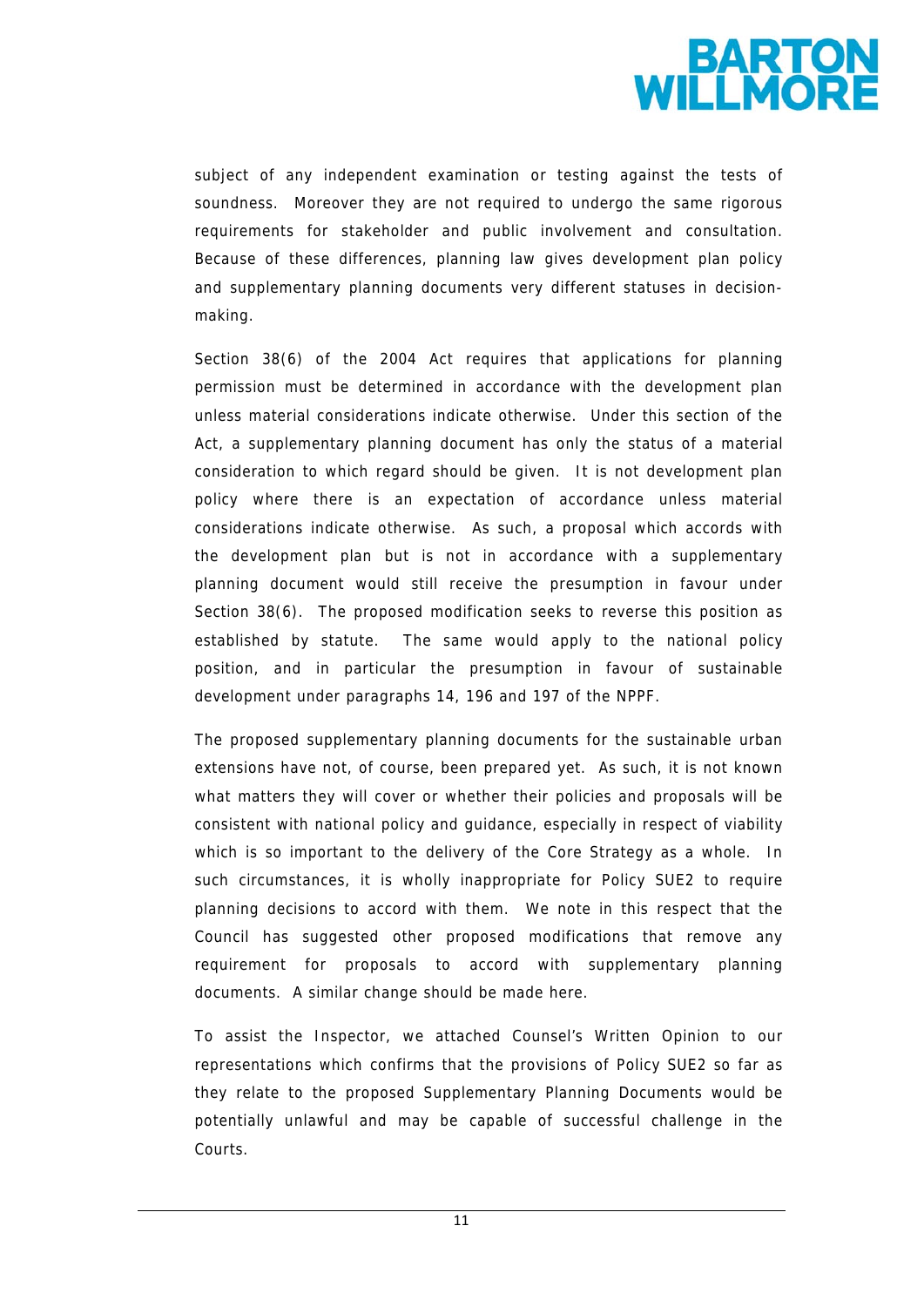subject of any independent examination or testing against the tests of soundness. Moreover they are not required to undergo the same rigorous requirements for stakeholder and public involvement and consultation. Because of these differences, planning law gives development plan policy and supplementary planning documents very different statuses in decision-making.

Section 38(6) of the 2004 Act requires that applications for planning permission must be determined in accordance with the development plan unless material considerations indicate otherwise. Under this section of the Act, a supplementary planning document has only the status of a material consideration to which regard should be given. It is not development plan policy where there is an expectation of accordance unless material considerations indicate otherwise. As such, a proposal which accords with the development plan but is not in accordance with a supplementary planning document would still receive the presumption in favour under Section 38(6). The proposed modification seeks to reverse this position as established by statute. The same would apply to the national policy position, and in particular the presumption in favour of sustainable development under paragraphs 14, 196 and 197 of the NPPF.

The proposed supplementary planning documents for the sustainable urban extensions have not, of course, been prepared yet. As such, it is not known what matters they will cover or whether their policies and proposals will be consistent with national policy and guidance, especially in respect of viability which is so important to the delivery of the Core Strategy as a whole. In such circumstances, it is wholly inappropriate for Policy SUE2 to require planning decisions to accord with them. We note in this respect that the Council has suggested other proposed modifications that remove any requirement for proposals to accord with supplementary planning documents. A similar change should be made here.

To assist the Inspector, we attached Counsel's Written Opinion to our representations which confirms that the provisions of Policy SUE2 so far as they relate to the proposed Supplementary Planning Documents would be potentially unlawful and may be capable of successful challenge in the Courts.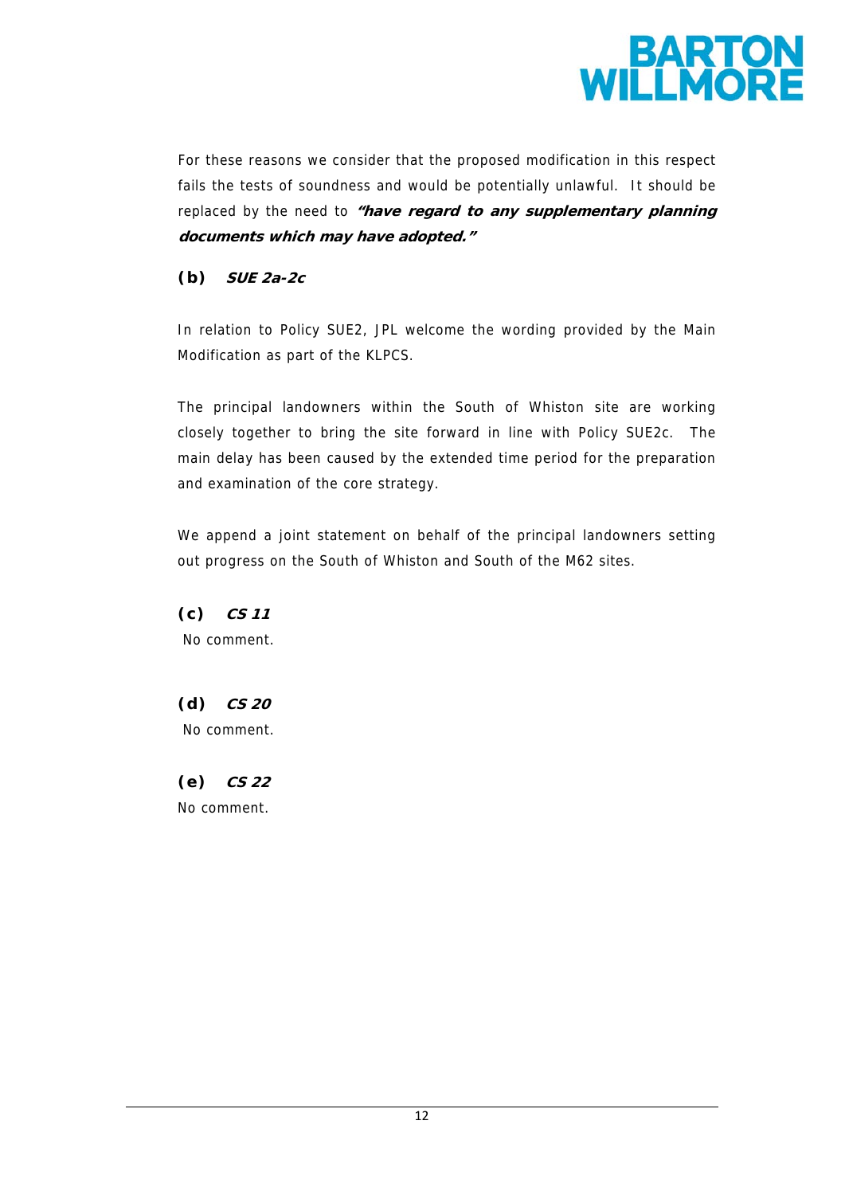For these reasons we consider that the proposed modification in this respect fails the tests of soundness and would be potentially unlawful. It should be replaced by the need to ***"have regard to any supplementary planning documents which may have adopted."***

**(b)** ***SUE 2a-2c***

In relation to Policy SUE2, JPL welcome the wording provided by the Main Modification as part of the KLPCS.

The principal landowners within the South of Whiston site are working closely together to bring the site forward in line with Policy SUE2c. The main delay has been caused by the extended time period for the preparation and examination of the core strategy.

We append a joint statement on behalf of the principal landowners setting out progress on the South of Whiston and South of the M62 sites.

**(c)** ***CS 11***

No comment.

**(d)** ***CS 20***

No comment.

**(e)** ***CS 22***

No comment.